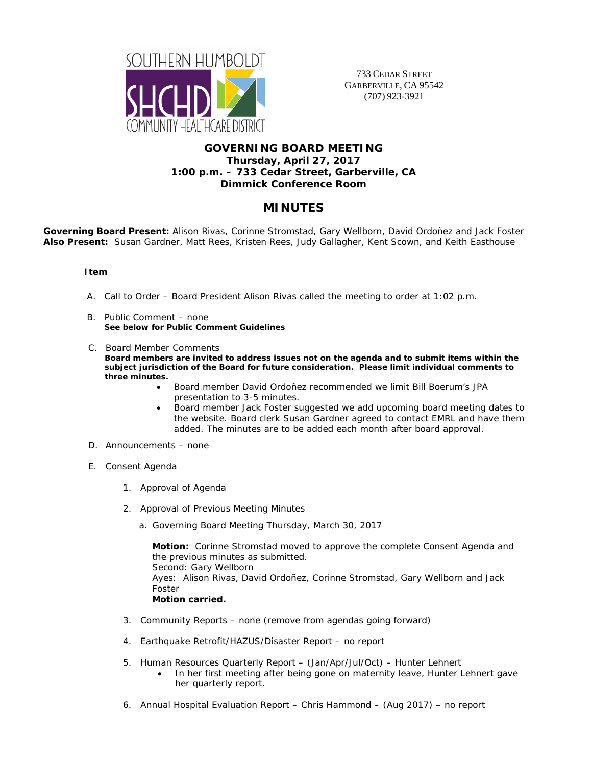SOUTHERN HUMBOLDT
SHCHD
COMMUNITY HEALTHCARE DISTRICT

733 CEDAR STREET
GARBERVILLE, CA 95542
(707) 923-3921

## GOVERNING BOARD MEETING
**Thursday, April 27, 2017**
**1:00 p.m. – 733 Cedar Street, Garberville, CA**
**Dimmick Conference Room**

# MINUTES

**Governing Board Present:** Alison Rivas, Corinne Stromstad, Gary Wellborn, David Ordoñez and Jack Foster
**Also Present:** Susan Gardner, Matt Rees, Kristen Rees, Judy Gallagher, Kent Scown, and Keith Easthouse

**Item**

A. Call to Order – Board President Alison Rivas called the meeting to order at 1:02 p.m.

B. Public Comment – none
**See below for Public Comment Guidelines**

C. Board Member Comments
**Board members are invited to address issues not on the agenda and to submit items within the subject jurisdiction of the Board for future consideration. Please limit individual comments to three minutes.**
- Board member David Ordoñez recommended we limit Bill Boerum's JPA presentation to 3-5 minutes.
- Board member Jack Foster suggested we add upcoming board meeting dates to the website. Board clerk Susan Gardner agreed to contact EMRL and have them added. The minutes are to be added each month after board approval.

D. Announcements – none

E. Consent Agenda

1. Approval of Agenda

2. Approval of Previous Meeting Minutes

   a. Governing Board Meeting Thursday, March 30, 2017

   **Motion:** Corinne Stromstad moved to approve the complete Consent Agenda and the previous minutes as submitted.
   Second: Gary Wellborn
   Ayes: Alison Rivas, David Ordoñez, Corinne Stromstad, Gary Wellborn and Jack Foster
   **Motion carried.**

3. Community Reports – none (remove from agendas going forward)

4. Earthquake Retrofit/HAZUS/Disaster Report – no report

5. Human Resources Quarterly Report – (Jan/Apr/Jul/Oct) – Hunter Lehnert
   - In her first meeting after being gone on maternity leave, Hunter Lehnert gave her quarterly report.

6. Annual Hospital Evaluation Report – Chris Hammond – (Aug 2017) – no report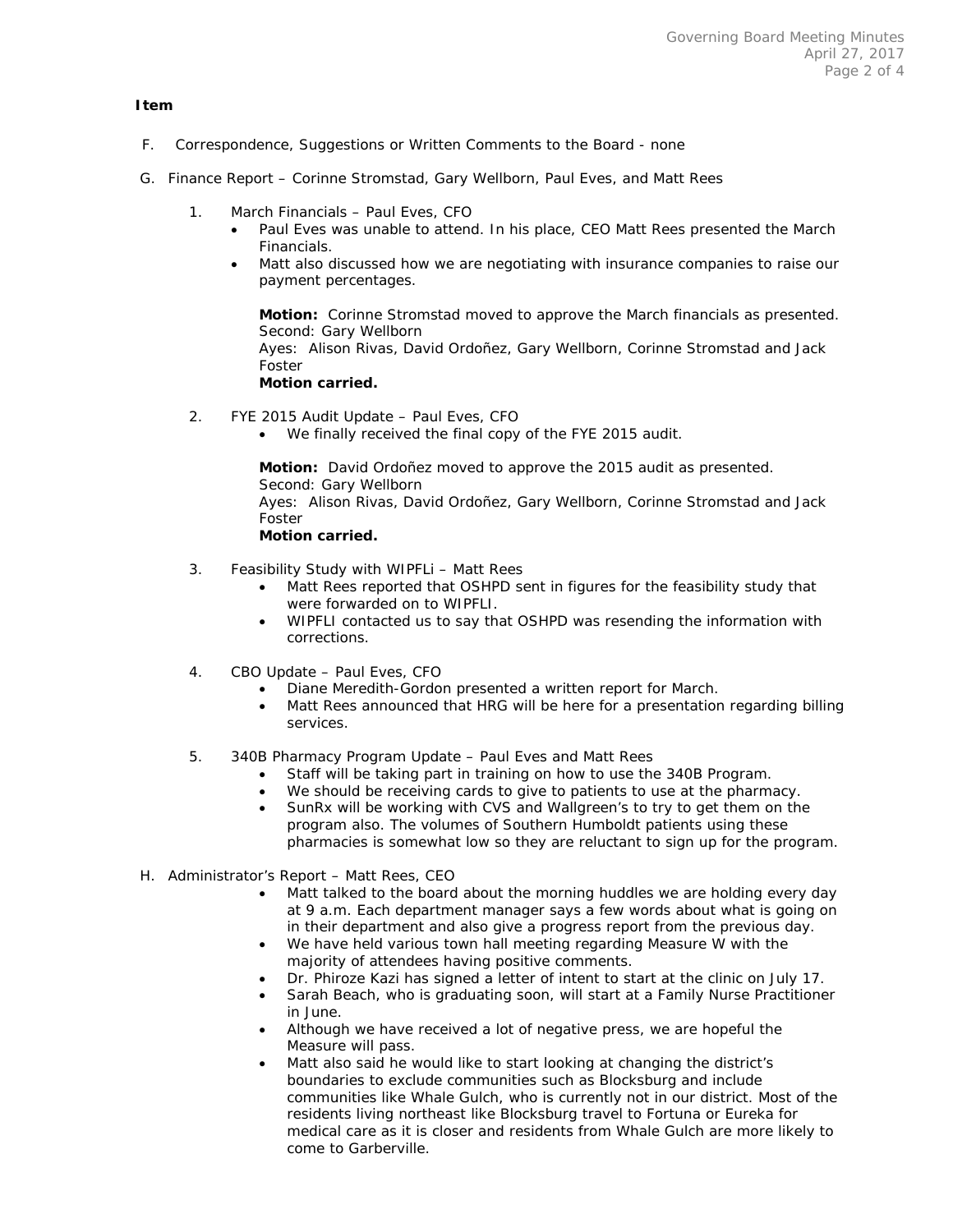**Item**

F. Correspondence, Suggestions or Written Comments to the Board - none

G. Finance Report – Corinne Stromstad, Gary Wellborn, Paul Eves, and Matt Rees

1. March Financials – Paul Eves, CFO
   - Paul Eves was unable to attend. In his place, CEO Matt Rees presented the March Financials.
   - Matt also discussed how we are negotiating with insurance companies to raise our payment percentages.

   **Motion:** Corinne Stromstad moved to approve the March financials as presented.
   Second: Gary Wellborn
   Ayes: Alison Rivas, David Ordoñez, Gary Wellborn, Corinne Stromstad and Jack Foster
   **Motion carried.**

2. FYE 2015 Audit Update – Paul Eves, CFO
   - We finally received the final copy of the FYE 2015 audit.

   **Motion:** David Ordoñez moved to approve the 2015 audit as presented.
   Second: Gary Wellborn
   Ayes: Alison Rivas, David Ordoñez, Gary Wellborn, Corinne Stromstad and Jack Foster
   **Motion carried.**

3. Feasibility Study with WIPFLi – Matt Rees
   - Matt Rees reported that OSHPD sent in figures for the feasibility study that were forwarded on to WIPFLI.
   - WIPFLI contacted us to say that OSHPD was resending the information with corrections.

4. CBO Update – Paul Eves, CFO
   - Diane Meredith-Gordon presented a written report for March.
   - Matt Rees announced that HRG will be here for a presentation regarding billing services.

5. 340B Pharmacy Program Update – Paul Eves and Matt Rees
   - Staff will be taking part in training on how to use the 340B Program.
   - We should be receiving cards to give to patients to use at the pharmacy.
   - SunRx will be working with CVS and Wallgreen's to try to get them on the program also. The volumes of Southern Humboldt patients using these pharmacies is somewhat low so they are reluctant to sign up for the program.

H. Administrator's Report – Matt Rees, CEO
   - Matt talked to the board about the morning huddles we are holding every day at 9 a.m. Each department manager says a few words about what is going on in their department and also give a progress report from the previous day.
   - We have held various town hall meeting regarding Measure W with the majority of attendees having positive comments.
   - Dr. Phiroze Kazi has signed a letter of intent to start at the clinic on July 17.
   - Sarah Beach, who is graduating soon, will start at a Family Nurse Practitioner in June.
   - Although we have received a lot of negative press, we are hopeful the Measure will pass.
   - Matt also said he would like to start looking at changing the district's boundaries to exclude communities such as Blocksburg and include communities like Whale Gulch, who is currently not in our district. Most of the residents living northeast like Blocksburg travel to Fortuna or Eureka for medical care as it is closer and residents from Whale Gulch are more likely to come to Garberville.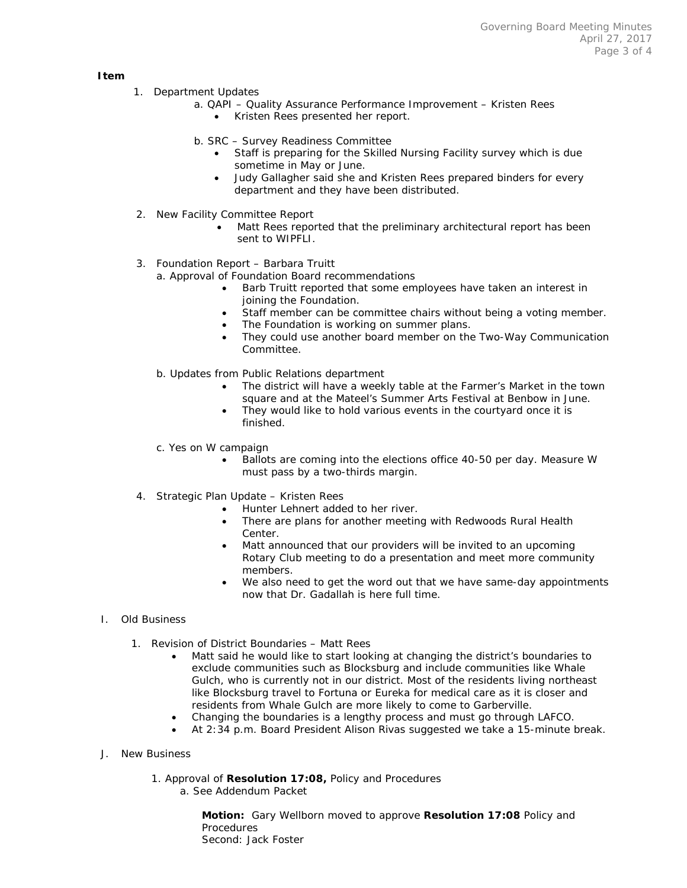**Item**

1. Department Updates
   a. QAPI – Quality Assurance Performance Improvement – Kristen Rees
      - Kristen Rees presented her report.

   b. SRC – Survey Readiness Committee
      - Staff is preparing for the Skilled Nursing Facility survey which is due sometime in May or June.
      - Judy Gallagher said she and Kristen Rees prepared binders for every department and they have been distributed.

2. New Facility Committee Report
   - Matt Rees reported that the preliminary architectural report has been sent to WIPFLI.

3. Foundation Report – Barbara Truitt
   a. Approval of Foundation Board recommendations
      - Barb Truitt reported that some employees have taken an interest in joining the Foundation.
      - Staff member can be committee chairs without being a voting member.
      - The Foundation is working on summer plans.
      - They could use another board member on the Two-Way Communication Committee.

   b. Updates from Public Relations department
      - The district will have a weekly table at the Farmer's Market in the town square and at the Mateel's Summer Arts Festival at Benbow in June.
      - They would like to hold various events in the courtyard once it is finished.

   c. Yes on W campaign
      - Ballots are coming into the elections office 40-50 per day. Measure W must pass by a two-thirds margin.

4. Strategic Plan Update – Kristen Rees
   - Hunter Lehnert added to her river.
   - There are plans for another meeting with Redwoods Rural Health Center.
   - Matt announced that our providers will be invited to an upcoming Rotary Club meeting to do a presentation and meet more community members.
   - We also need to get the word out that we have same-day appointments now that Dr. Gadallah is here full time.

I. Old Business

1. Revision of District Boundaries – Matt Rees
   - Matt said he would like to start looking at changing the district's boundaries to exclude communities such as Blocksburg and include communities like Whale Gulch, who is currently not in our district. Most of the residents living northeast like Blocksburg travel to Fortuna or Eureka for medical care as it is closer and residents from Whale Gulch are more likely to come to Garberville.
   - Changing the boundaries is a lengthy process and must go through LAFCO.
   - At 2:34 p.m. Board President Alison Rivas suggested we take a 15-minute break.

J. New Business

1. Approval of **Resolution 17:08,** Policy and Procedures
   a. See Addendum Packet

   **Motion:** Gary Wellborn moved to approve **Resolution 17:08** Policy and Procedures
   Second: Jack Foster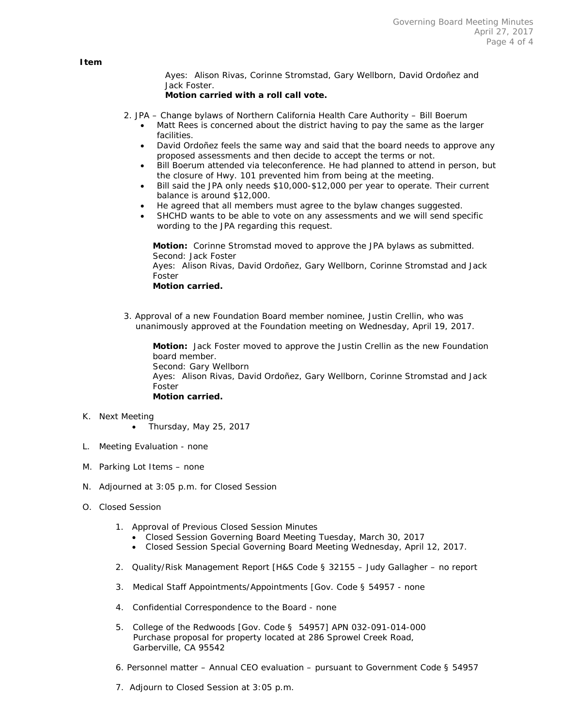**Item**

Ayes: Alison Rivas, Corinne Stromstad, Gary Wellborn, David Ordoñez and Jack Foster.
**Motion carried with a roll call vote.**

2. JPA – Change bylaws of Northern California Health Care Authority – Bill Boerum
   - Matt Rees is concerned about the district having to pay the same as the larger facilities.
   - David Ordoñez feels the same way and said that the board needs to approve any proposed assessments and then decide to accept the terms or not.
   - Bill Boerum attended via teleconference. He had planned to attend in person, but the closure of Hwy. 101 prevented him from being at the meeting.
   - Bill said the JPA only needs $10,000-$12,000 per year to operate. Their current balance is around $12,000.
   - He agreed that all members must agree to the bylaw changes suggested.
   - SHCHD wants to be able to vote on any assessments and we will send specific wording to the JPA regarding this request.

   **Motion:** Corinne Stromstad moved to approve the JPA bylaws as submitted.
   Second: Jack Foster
   Ayes: Alison Rivas, David Ordoñez, Gary Wellborn, Corinne Stromstad and Jack Foster
   **Motion carried.**

3. Approval of a new Foundation Board member nominee, Justin Crellin, who was unanimously approved at the Foundation meeting on Wednesday, April 19, 2017.

   **Motion:** Jack Foster moved to approve the Justin Crellin as the new Foundation board member.
   Second: Gary Wellborn
   Ayes: Alison Rivas, David Ordoñez, Gary Wellborn, Corinne Stromstad and Jack Foster
   **Motion carried.**

K. Next Meeting
   - Thursday, May 25, 2017

L. Meeting Evaluation - none

M. Parking Lot Items – none

N. Adjourned at 3:05 p.m. for Closed Session

O. Closed Session

1. Approval of Previous Closed Session Minutes
   - Closed Session Governing Board Meeting Tuesday, March 30, 2017
   - Closed Session Special Governing Board Meeting Wednesday, April 12, 2017.
2. Quality/Risk Management Report [H&S Code § 32155 – Judy Gallagher – no report
3. Medical Staff Appointments/Appointments [Gov. Code § 54957 - none
4. Confidential Correspondence to the Board - none
5. College of the Redwoods [Gov. Code § 54957] APN 032-091-014-000
   Purchase proposal for property located at 286 Sprowel Creek Road, Garberville, CA 95542
6. Personnel matter – Annual CEO evaluation – pursuant to Government Code § 54957
7. Adjourn to Closed Session at 3:05 p.m.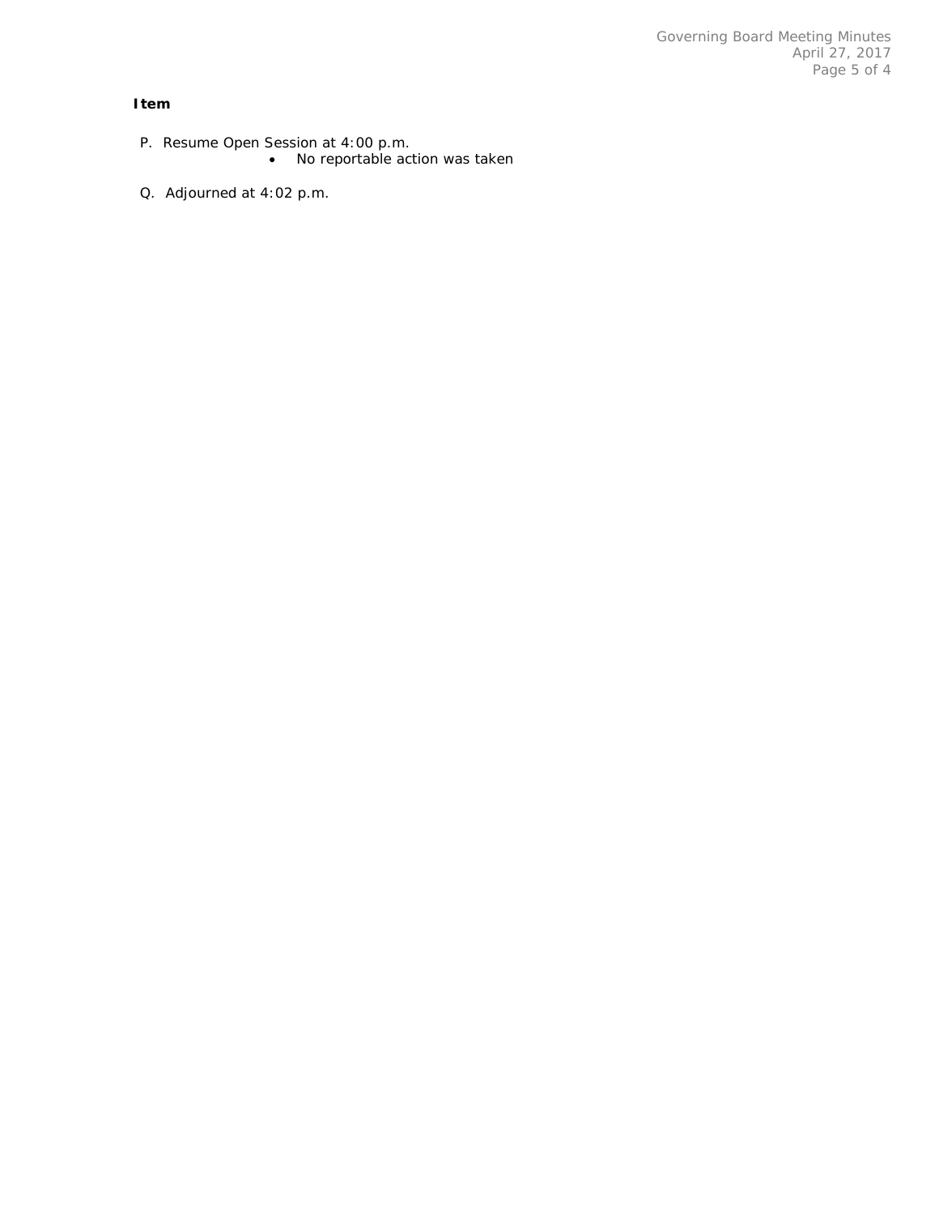**Item**

P. Resume Open Session at 4:00 p.m.
   - No reportable action was taken

Q. Adjourned at 4:02 p.m.